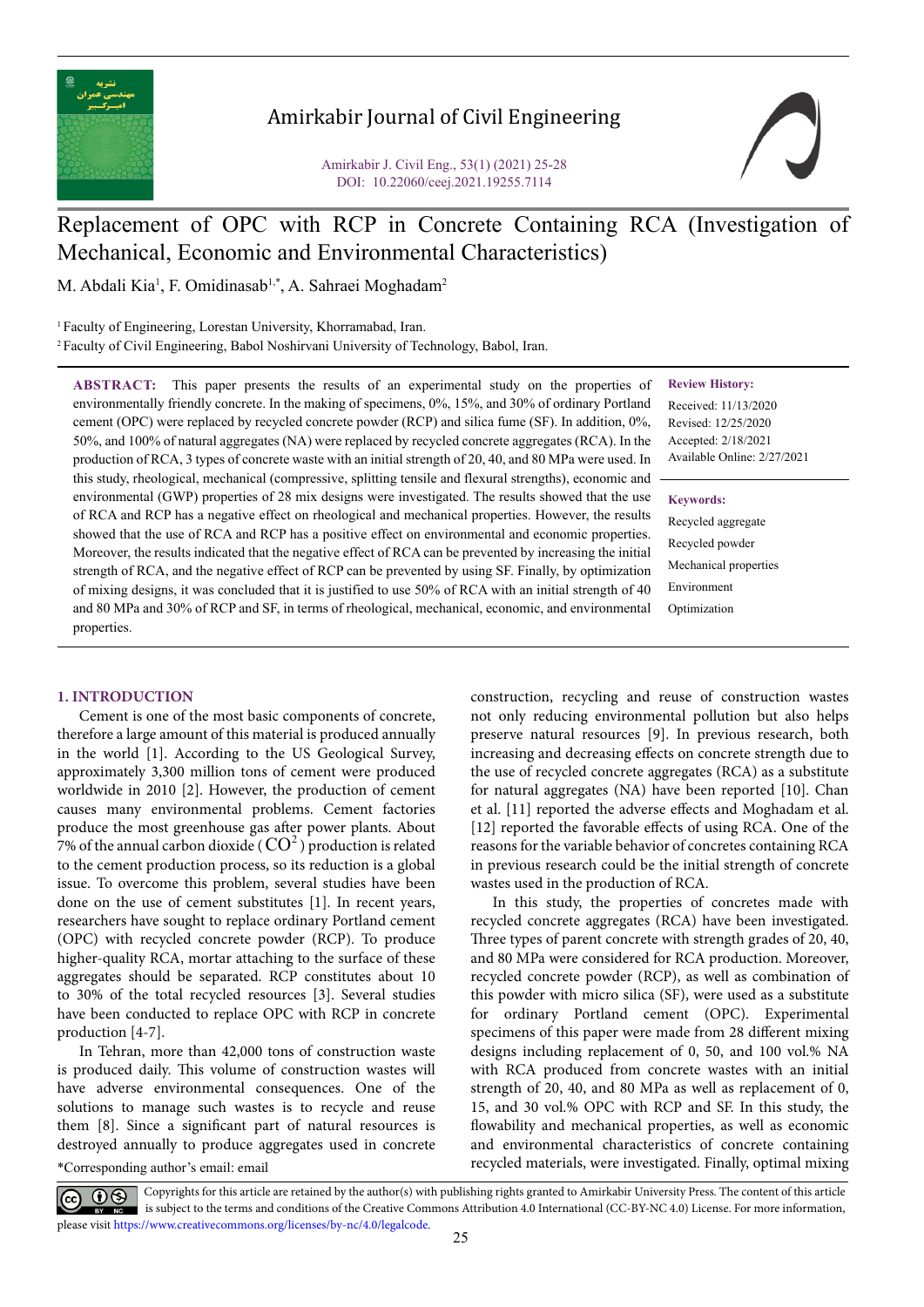# Replacement of OPC with RCP in Concrete Containing RCA (Investigation of Mechanical, Economic and Environmental Characteristics)

M. Abdali Kia[1], F. Omidinasab[1,*], A. Sahraei Moghadam[2]

[1] Faculty of Engineering, Lorestan University, Khorramabad, Iran.

[2] Faculty of Civil Engineering, Babol Noshirvani University of Technology, Babol, Iran.

**ABSTRACT:** This paper presents the results of an experimental study on the properties of environmentally friendly concrete. In the making of specimens, 0%, 15%, and 30% of ordinary Portland cement (OPC) were replaced by recycled concrete powder (RCP) and silica fume (SF). In addition, 0%, 50%, and 100% of natural aggregates (NA) were replaced by recycled concrete aggregates (RCA). In the production of RCA, 3 types of concrete waste with an initial strength of 20, 40, and 80 MPa were used. In this study, rheological, mechanical (compressive, splitting tensile and flexural strengths), economic and environmental (GWP) properties of 28 mix designs were investigated. The results showed that the use of RCA and RCP has a negative effect on rheological and mechanical properties. However, the results showed that the use of RCA and RCP has a positive effect on environmental and economic properties. Moreover, the results indicated that the negative effect of RCA can be prevented by increasing the initial strength of RCA, and the negative effect of RCP can be prevented by using SF. Finally, by optimization of mixing designs, it was concluded that it is justified to use 50% of RCA with an initial strength of 40 and 80 MPa and 30% of RCP and SF, in terms of rheological, mechanical, economic, and environmental properties.

**Review History:**

Received: 11/13/2020
Revised: 12/25/2020
Accepted: 2/18/2021
Available Online: 2/27/2021

**Keywords:**

Recycled aggregate
Recycled powder
Mechanical properties
Environment
Optimization

## 1. INTRODUCTION

Cement is one of the most basic components of concrete, therefore a large amount of this material is produced annually in the world [1]. According to the US Geological Survey, approximately 3,300 million tons of cement were produced worldwide in 2010 [2]. However, the production of cement causes many environmental problems. Cement factories produce the most greenhouse gas after power plants. About 7% of the annual carbon dioxide ( $CO^2$ ) production is related to the cement production process, so its reduction is a global issue. To overcome this problem, several studies have been done on the use of cement substitutes [1]. In recent years, researchers have sought to replace ordinary Portland cement (OPC) with recycled concrete powder (RCP). To produce higher-quality RCA, mortar attaching to the surface of these aggregates should be separated. RCP constitutes about 10 to 30% of the total recycled resources [3]. Several studies have been conducted to replace OPC with RCP in concrete production [4-7].

In Tehran, more than 42,000 tons of construction waste is produced daily. This volume of construction wastes will have adverse environmental consequences. One of the solutions to manage such wastes is to recycle and reuse them [8]. Since a significant part of natural resources is destroyed annually to produce aggregates used in concrete construction, recycling and reuse of construction wastes not only reducing environmental pollution but also helps preserve natural resources [9]. In previous research, both increasing and decreasing effects on concrete strength due to the use of recycled concrete aggregates (RCA) as a substitute for natural aggregates (NA) have been reported [10]. Chan et al. [11] reported the adverse effects and Moghadam et al. [12] reported the favorable effects of using RCA. One of the reasons for the variable behavior of concretes containing RCA in previous research could be the initial strength of concrete wastes used in the production of RCA.

In this study, the properties of concretes made with recycled concrete aggregates (RCA) have been investigated. Three types of parent concrete with strength grades of 20, 40, and 80 MPa were considered for RCA production. Moreover, recycled concrete powder (RCP), as well as combination of this powder with micro silica (SF), were used as a substitute for ordinary Portland cement (OPC). Experimental specimens of this paper were made from 28 different mixing designs including replacement of 0, 50, and 100 vol.% NA with RCA produced from concrete wastes with an initial strength of 20, 40, and 80 MPa as well as replacement of 0, 15, and 30 vol.% OPC with RCP and SF. In this study, the flowability and mechanical properties, as well as economic and environmental characteristics of concrete containing recycled materials, were investigated. Finally, optimal mixing

*Corresponding author's email: email

Copyrights for this article are retained by the author(s) with publishing rights granted to Amirkabir University Press. The content of this article is subject to the terms and conditions of the Creative Commons Attribution 4.0 International (CC-BY-NC 4.0) License. For more information, please visit https://www.creativecommons.org/licenses/by-nc/4.0/legalcode.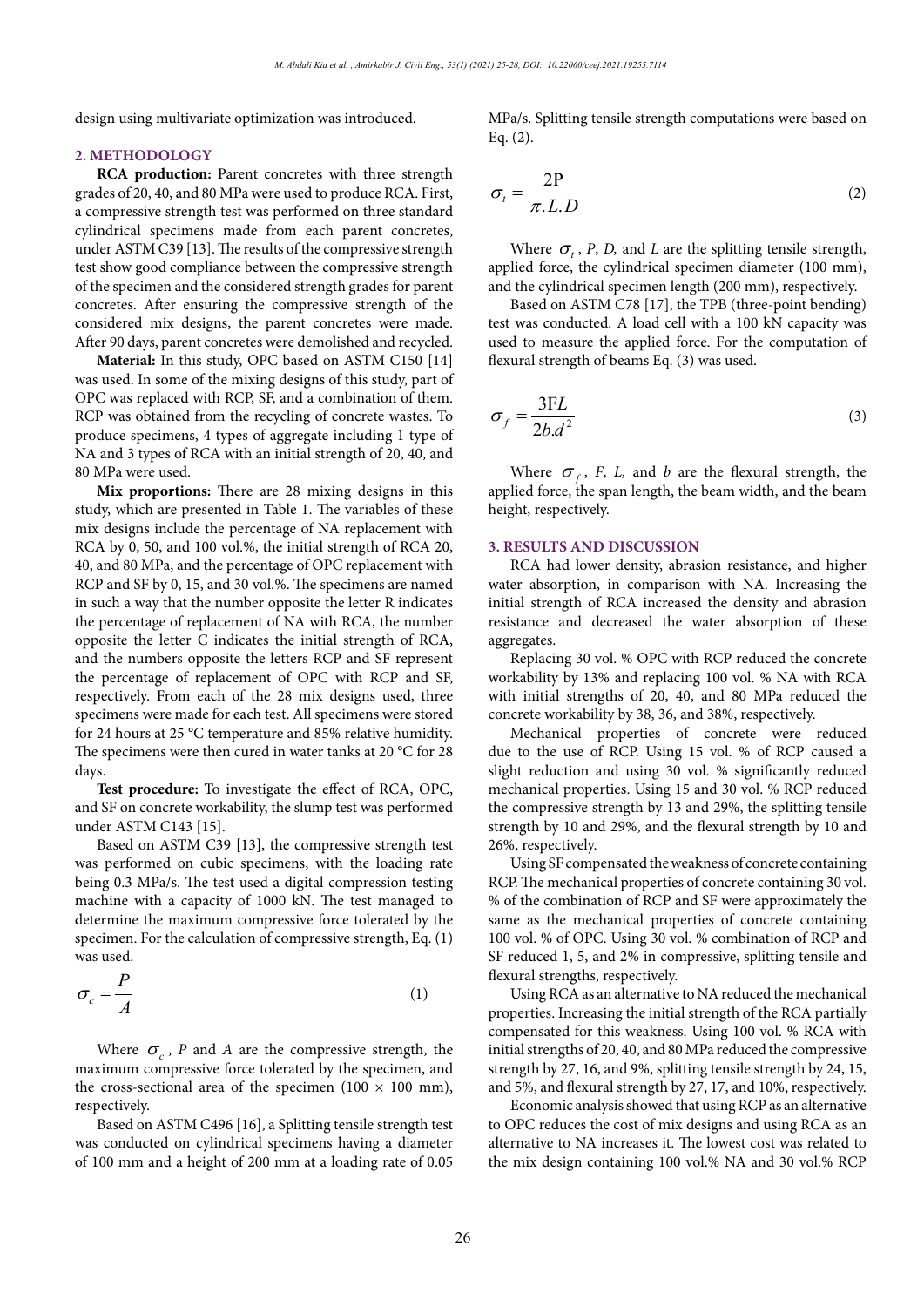design using multivariate optimization was introduced.

## 2. METHODOLOGY

**RCA production:** Parent concretes with three strength grades of 20, 40, and 80 MPa were used to produce RCA. First, a compressive strength test was performed on three standard cylindrical specimens made from each parent concretes, under ASTM C39 [13]. The results of the compressive strength test show good compliance between the compressive strength of the specimen and the considered strength grades for parent concretes. After ensuring the compressive strength of the considered mix designs, the parent concretes were made. After 90 days, parent concretes were demolished and recycled.

**Material:** In this study, OPC based on ASTM C150 [14] was used. In some of the mixing designs of this study, part of OPC was replaced with RCP, SF, and a combination of them. RCP was obtained from the recycling of concrete wastes. To produce specimens, 4 types of aggregate including 1 type of NA and 3 types of RCA with an initial strength of 20, 40, and 80 MPa were used.

**Mix proportions:** There are 28 mixing designs in this study, which are presented in Table 1. The variables of these mix designs include the percentage of NA replacement with RCA by 0, 50, and 100 vol.%, the initial strength of RCA 20, 40, and 80 MPa, and the percentage of OPC replacement with RCP and SF by 0, 15, and 30 vol.%. The specimens are named in such a way that the number opposite the letter R indicates the percentage of replacement of NA with RCA, the number opposite the letter C indicates the initial strength of RCA, and the numbers opposite the letters RCP and SF represent the percentage of replacement of OPC with RCP and SF, respectively. From each of the 28 mix designs used, three specimens were made for each test. All specimens were stored for 24 hours at 25 °C temperature and 85% relative humidity. The specimens were then cured in water tanks at 20 °C for 28 days.

**Test procedure:** To investigate the effect of RCA, OPC, and SF on concrete workability, the slump test was performed under ASTM C143 [15].

Based on ASTM C39 [13], the compressive strength test was performed on cubic specimens, with the loading rate being 0.3 MPa/s. The test used a digital compression testing machine with a capacity of 1000 kN. The test managed to determine the maximum compressive force tolerated by the specimen. For the calculation of compressive strength, Eq. (1) was used.

$$\sigma_c = \frac{P}{A} \tag{1}$$

Where $\sigma_c$, $P$ and $A$ are the compressive strength, the maximum compressive force tolerated by the specimen, and the cross-sectional area of the specimen (100 × 100 mm), respectively.

Based on ASTM C496 [16], a Splitting tensile strength test was conducted on cylindrical specimens having a diameter of 100 mm and a height of 200 mm at a loading rate of 0.05 MPa/s. Splitting tensile strength computations were based on Eq. (2).

$$\sigma_t = \frac{2P}{\pi . L . D} \tag{2}$$

Where $\sigma_t$, $P$, $D$, and $L$ are the splitting tensile strength, applied force, the cylindrical specimen diameter (100 mm), and the cylindrical specimen length (200 mm), respectively.

Based on ASTM C78 [17], the TPB (three-point bending) test was conducted. A load cell with a 100 kN capacity was used to measure the applied force. For the computation of flexural strength of beams Eq. (3) was used.

$$\sigma_f = \frac{3FL}{2b.d^2} \tag{3}$$

Where $\sigma_f$, $F$, $L$, and $b$ are the flexural strength, the applied force, the span length, the beam width, and the beam height, respectively.

## 3. RESULTS AND DISCUSSION

RCA had lower density, abrasion resistance, and higher water absorption, in comparison with NA. Increasing the initial strength of RCA increased the density and abrasion resistance and decreased the water absorption of these aggregates.

Replacing 30 vol. % OPC with RCP reduced the concrete workability by 13% and replacing 100 vol. % NA with RCA with initial strengths of 20, 40, and 80 MPa reduced the concrete workability by 38, 36, and 38%, respectively.

Mechanical properties of concrete were reduced due to the use of RCP. Using 15 vol. % of RCP caused a slight reduction and using 30 vol. % significantly reduced mechanical properties. Using 15 and 30 vol. % RCP reduced the compressive strength by 13 and 29%, the splitting tensile strength by 10 and 29%, and the flexural strength by 10 and 26%, respectively.

Using SF compensated the weakness of concrete containing RCP. The mechanical properties of concrete containing 30 vol. % of the combination of RCP and SF were approximately the same as the mechanical properties of concrete containing 100 vol. % of OPC. Using 30 vol. % combination of RCP and SF reduced 1, 5, and 2% in compressive, splitting tensile and flexural strengths, respectively.

Using RCA as an alternative to NA reduced the mechanical properties. Increasing the initial strength of the RCA partially compensated for this weakness. Using 100 vol. % RCA with initial strengths of 20, 40, and 80 MPa reduced the compressive strength by 27, 16, and 9%, splitting tensile strength by 24, 15, and 5%, and flexural strength by 27, 17, and 10%, respectively.

Economic analysis showed that using RCP as an alternative to OPC reduces the cost of mix designs and using RCA as an alternative to NA increases it. The lowest cost was related to the mix design containing 100 vol.% NA and 30 vol.% RCP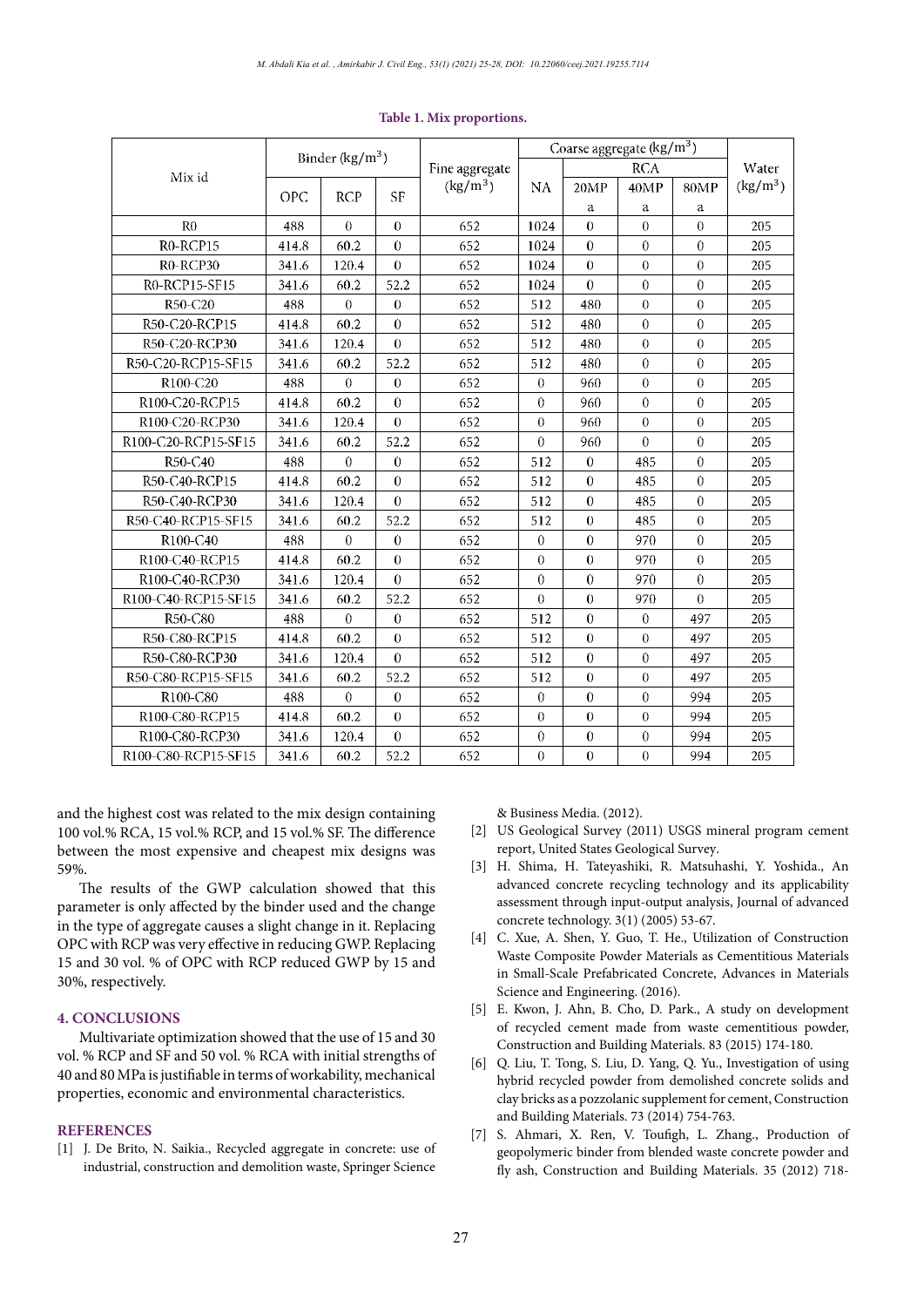**Table 1. Mix proportions.**

| Mix id | Binder (kg/m$^3$) | | | Fine aggregate (kg/m$^3$) | Coarse aggregate (kg/m$^3$) | | | | Water (kg/m$^3$) |
|---|---|---|---|---|---|---|---|---|---|
| | | | | | | RCA | | | |
| | OPC | RCP | SF | | NA | 20MPa | 40MPa | 80MPa | |
| R0 | 488 | 0 | 0 | 652 | 1024 | 0 | 0 | 0 | 205 |
| R0-RCP15 | 414.8 | 60.2 | 0 | 652 | 1024 | 0 | 0 | 0 | 205 |
| R0-RCP30 | 341.6 | 120.4 | 0 | 652 | 1024 | 0 | 0 | 0 | 205 |
| R0-RCP15-SF15 | 341.6 | 60.2 | 52.2 | 652 | 1024 | 0 | 0 | 0 | 205 |
| R50-C20 | 488 | 0 | 0 | 652 | 512 | 480 | 0 | 0 | 205 |
| R50-C20-RCP15 | 414.8 | 60.2 | 0 | 652 | 512 | 480 | 0 | 0 | 205 |
| R50-C20-RCP30 | 341.6 | 120.4 | 0 | 652 | 512 | 480 | 0 | 0 | 205 |
| R50-C20-RCP15-SF15 | 341.6 | 60.2 | 52.2 | 652 | 512 | 480 | 0 | 0 | 205 |
| R100-C20 | 488 | 0 | 0 | 652 | 0 | 960 | 0 | 0 | 205 |
| R100-C20-RCP15 | 414.8 | 60.2 | 0 | 652 | 0 | 960 | 0 | 0 | 205 |
| R100-C20-RCP30 | 341.6 | 120.4 | 0 | 652 | 0 | 960 | 0 | 0 | 205 |
| R100-C20-RCP15-SF15 | 341.6 | 60.2 | 52.2 | 652 | 0 | 960 | 0 | 0 | 205 |
| R50-C40 | 488 | 0 | 0 | 652 | 512 | 0 | 485 | 0 | 205 |
| R50-C40-RCP15 | 414.8 | 60.2 | 0 | 652 | 512 | 0 | 485 | 0 | 205 |
| R50-C40-RCP30 | 341.6 | 120.4 | 0 | 652 | 512 | 0 | 485 | 0 | 205 |
| R50-C40-RCP15-SF15 | 341.6 | 60.2 | 52.2 | 652 | 512 | 0 | 485 | 0 | 205 |
| R100-C40 | 488 | 0 | 0 | 652 | 0 | 0 | 970 | 0 | 205 |
| R100-C40-RCP15 | 414.8 | 60.2 | 0 | 652 | 0 | 0 | 970 | 0 | 205 |
| R100-C40-RCP30 | 341.6 | 120.4 | 0 | 652 | 0 | 0 | 970 | 0 | 205 |
| R100-C40-RCP15-SF15 | 341.6 | 60.2 | 52.2 | 652 | 0 | 0 | 970 | 0 | 205 |
| R50-C80 | 488 | 0 | 0 | 652 | 512 | 0 | 0 | 497 | 205 |
| R50-C80-RCP15 | 414.8 | 60.2 | 0 | 652 | 512 | 0 | 0 | 497 | 205 |
| R50-C80-RCP30 | 341.6 | 120.4 | 0 | 652 | 512 | 0 | 0 | 497 | 205 |
| R50-C80-RCP15-SF15 | 341.6 | 60.2 | 52.2 | 652 | 512 | 0 | 0 | 497 | 205 |
| R100-C80 | 488 | 0 | 0 | 652 | 0 | 0 | 0 | 994 | 205 |
| R100-C80-RCP15 | 414.8 | 60.2 | 0 | 652 | 0 | 0 | 0 | 994 | 205 |
| R100-C80-RCP30 | 341.6 | 120.4 | 0 | 652 | 0 | 0 | 0 | 994 | 205 |
| R100-C80-RCP15-SF15 | 341.6 | 60.2 | 52.2 | 652 | 0 | 0 | 0 | 994 | 205 |

and the highest cost was related to the mix design containing 100 vol.% RCA, 15 vol.% RCP, and 15 vol.% SF. The difference between the most expensive and cheapest mix designs was 59%.

The results of the GWP calculation showed that this parameter is only affected by the binder used and the change in the type of aggregate causes a slight change in it. Replacing OPC with RCP was very effective in reducing GWP. Replacing 15 and 30 vol. % of OPC with RCP reduced GWP by 15 and 30%, respectively.

## 4. CONCLUSIONS

Multivariate optimization showed that the use of 15 and 30 vol. % RCP and SF and 50 vol. % RCA with initial strengths of 40 and 80 MPa is justifiable in terms of workability, mechanical properties, economic and environmental characteristics.

## REFERENCES

[1] J. De Brito, N. Saikia., Recycled aggregate in concrete: use of industrial, construction and demolition waste, Springer Science & Business Media. (2012).

[2] US Geological Survey (2011) USGS mineral program cement report, United States Geological Survey.

[3] H. Shima, H. Tateyashiki, R. Matsuhashi, Y. Yoshida., An advanced concrete recycling technology and its applicability assessment through input-output analysis, Journal of advanced concrete technology. 3(1) (2005) 53-67.

[4] C. Xue, A. Shen, Y. Guo, T. He., Utilization of Construction Waste Composite Powder Materials as Cementitious Materials in Small-Scale Prefabricated Concrete, Advances in Materials Science and Engineering. (2016).

[5] E. Kwon, J. Ahn, B. Cho, D. Park., A study on development of recycled cement made from waste cementitious powder, Construction and Building Materials. 83 (2015) 174-180.

[6] Q. Liu, T. Tong, S. Liu, D. Yang, Q. Yu., Investigation of using hybrid recycled powder from demolished concrete solids and clay bricks as a pozzolanic supplement for cement, Construction and Building Materials. 73 (2014) 754-763.

[7] S. Ahmari, X. Ren, V. Toufigh, L. Zhang., Production of geopolymeric binder from blended waste concrete powder and fly ash, Construction and Building Materials. 35 (2012) 718-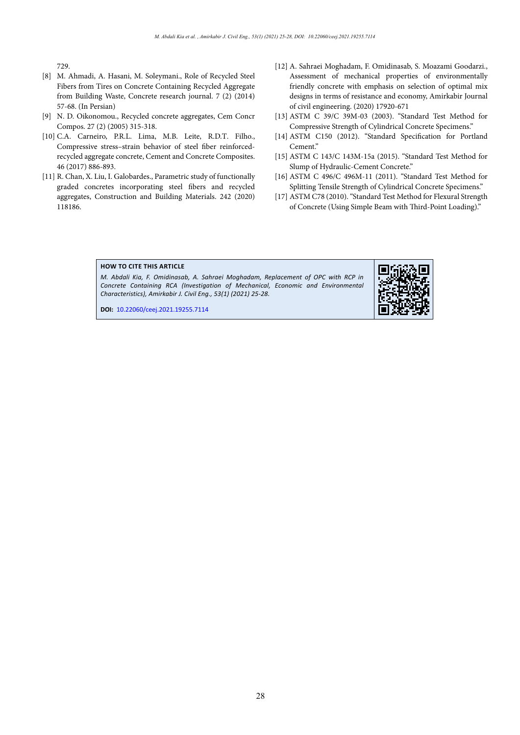729.

[8] M. Ahmadi, A. Hasani, M. Soleymani., Role of Recycled Steel Fibers from Tires on Concrete Containing Recycled Aggregate from Building Waste, Concrete research journal. 7 (2) (2014) 57-68. (In Persian)

[9] N. D. Oikonomou., Recycled concrete aggregates, Cem Concr Compos. 27 (2) (2005) 315-318.

[10] C.A. Carneiro, P.R.L. Lima, M.B. Leite, R.D.T. Filho., Compressive stress–strain behavior of steel fiber reinforced-recycled aggregate concrete, Cement and Concrete Composites. 46 (2017) 886-893.

[11] R. Chan, X. Liu, I. Galobardes., Parametric study of functionally graded concretes incorporating steel fibers and recycled aggregates, Construction and Building Materials. 242 (2020) 118186.

[12] A. Sahraei Moghadam, F. Omidinasab, S. Moazami Goodarzi., Assessment of mechanical properties of environmentally friendly concrete with emphasis on selection of optimal mix designs in terms of resistance and economy, Amirkabir Journal of civil engineering. (2020) 17920-671

[13] ASTM C 39/C 39M-03 (2003). "Standard Test Method for Compressive Strength of Cylindrical Concrete Specimens."

[14] ASTM C150 (2012). "Standard Specification for Portland Cement."

[15] ASTM C 143/C 143M-15a (2015). "Standard Test Method for Slump of Hydraulic-Cement Concrete."

[16] ASTM C 496/C 496M-11 (2011). "Standard Test Method for Splitting Tensile Strength of Cylindrical Concrete Specimens."

[17] ASTM C78 (2010). "Standard Test Method for Flexural Strength of Concrete (Using Simple Beam with Third-Point Loading)."

**HOW TO CITE THIS ARTICLE**

*M. Abdali Kia, F. Omidinasab, A. Sahraei Moghadam, Replacement of OPC with RCP in Concrete Containing RCA (Investigation of Mechanical, Economic and Environmental Characteristics), Amirkabir J. Civil Eng., 53(1) (2021) 25-28.*

**DOI:** 10.22060/ceej.2021.19255.7114